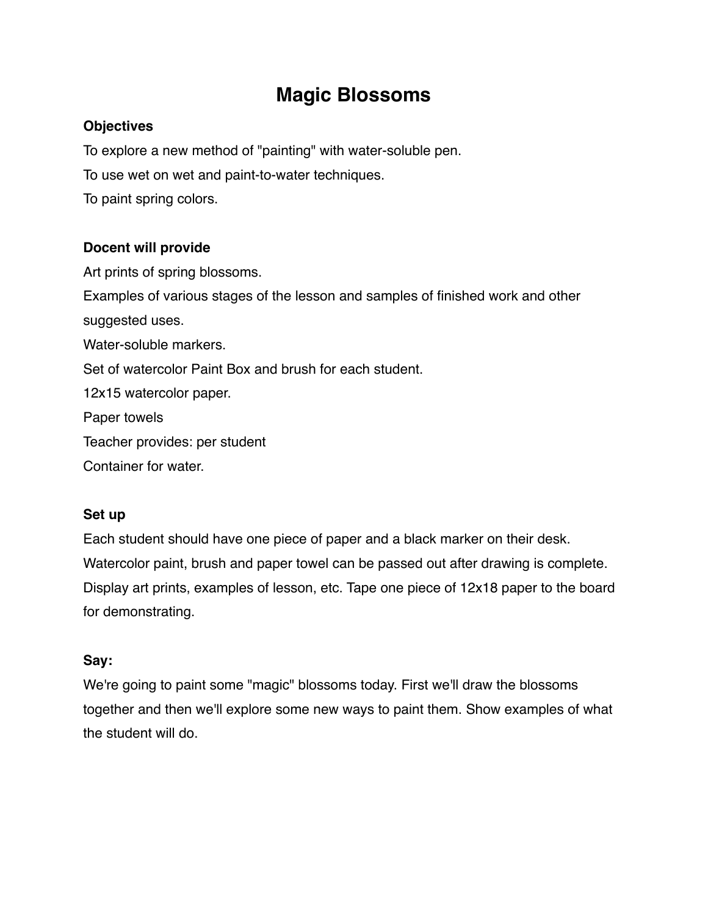# Magic Blossoms

**Objectives**

To explore a new method of "painting" with water-soluble pen.

To use wet on wet and paint-to-water techniques.

To paint spring colors.

**Docent will provide**

Art prints of spring blossoms.

Examples of various stages of the lesson and samples of finished work and other suggested uses.

Water-soluble markers.

Set of watercolor Paint Box and brush for each student.

12x15 watercolor paper.

Paper towels

Teacher provides: per student

Container for water.

**Set up**

Each student should have one piece of paper and a black marker on their desk.

Watercolor paint, brush and paper towel can be passed out after drawing is complete.

Display art prints, examples of lesson, etc. Tape one piece of 12x18 paper to the board for demonstrating.

**Say:**

We're going to paint some "magic" blossoms today. First we'll draw the blossoms together and then we'll explore some new ways to paint them. Show examples of what the student will do.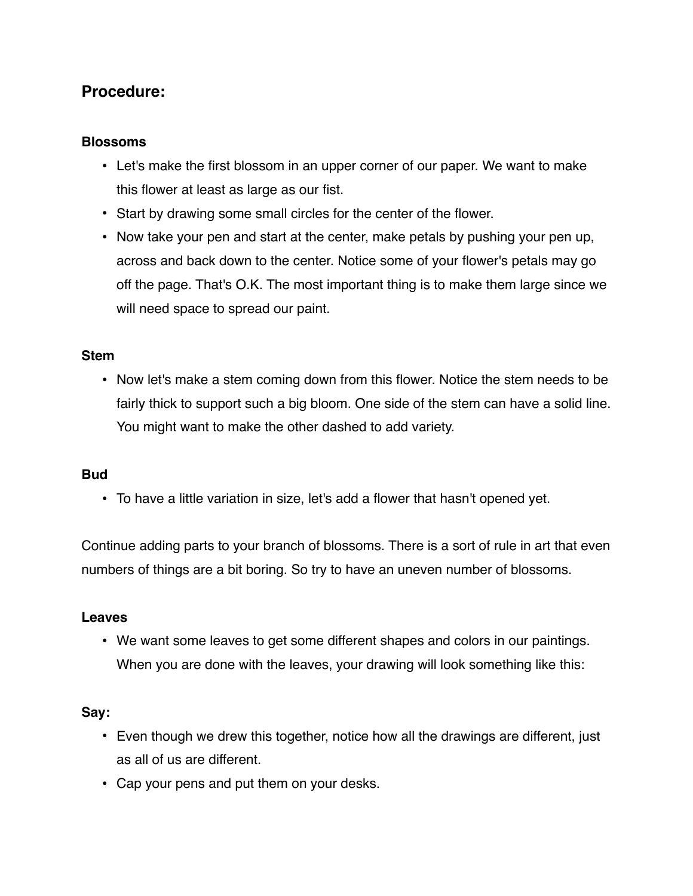## Procedure:

### Blossoms

- Let's make the first blossom in an upper corner of our paper. We want to make this flower at least as large as our fist.
- Start by drawing some small circles for the center of the flower.
- Now take your pen and start at the center, make petals by pushing your pen up, across and back down to the center. Notice some of your flower's petals may go off the page. That's O.K. The most important thing is to make them large since we will need space to spread our paint.

### Stem

- Now let's make a stem coming down from this flower. Notice the stem needs to be fairly thick to support such a big bloom. One side of the stem can have a solid line. You might want to make the other dashed to add variety.

### Bud

- To have a little variation in size, let's add a flower that hasn't opened yet.

Continue adding parts to your branch of blossoms. There is a sort of rule in art that even numbers of things are a bit boring. So try to have an uneven number of blossoms.

### Leaves

- We want some leaves to get some different shapes and colors in our paintings. When you are done with the leaves, your drawing will look something like this:

### Say:

- Even though we drew this together, notice how all the drawings are different, just as all of us are different.
- Cap your pens and put them on your desks.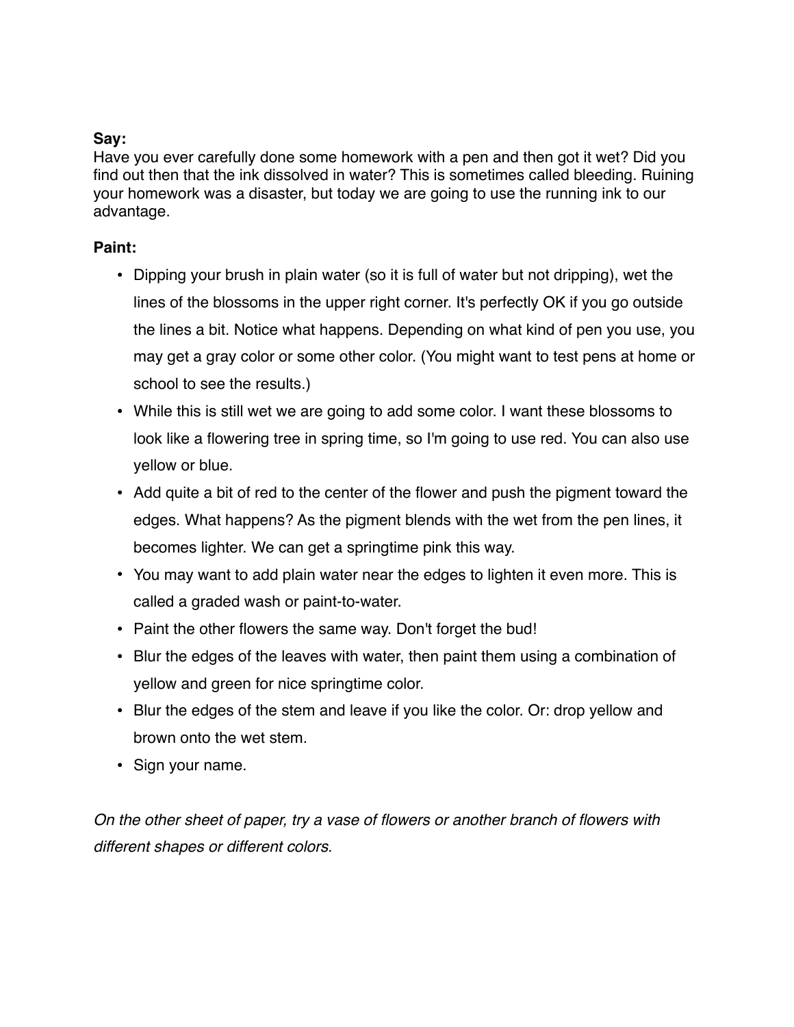**Say:**

Have you ever carefully done some homework with a pen and then got it wet? Did you find out then that the ink dissolved in water? This is sometimes called bleeding. Ruining your homework was a disaster, but today we are going to use the running ink to our advantage.

**Paint:**

- Dipping your brush in plain water (so it is full of water but not dripping), wet the lines of the blossoms in the upper right corner. It's perfectly OK if you go outside the lines a bit. Notice what happens. Depending on what kind of pen you use, you may get a gray color or some other color. (You might want to test pens at home or school to see the results.)
- While this is still wet we are going to add some color. I want these blossoms to look like a flowering tree in spring time, so I'm going to use red. You can also use yellow or blue.
- Add quite a bit of red to the center of the flower and push the pigment toward the edges. What happens? As the pigment blends with the wet from the pen lines, it becomes lighter. We can get a springtime pink this way.
- You may want to add plain water near the edges to lighten it even more. This is called a graded wash or paint-to-water.
- Paint the other flowers the same way. Don't forget the bud!
- Blur the edges of the leaves with water, then paint them using a combination of yellow and green for nice springtime color.
- Blur the edges of the stem and leave if you like the color. Or: drop yellow and brown onto the wet stem.
- Sign your name.

*On the other sheet of paper, try a vase of flowers or another branch of flowers with different shapes or different colors.*